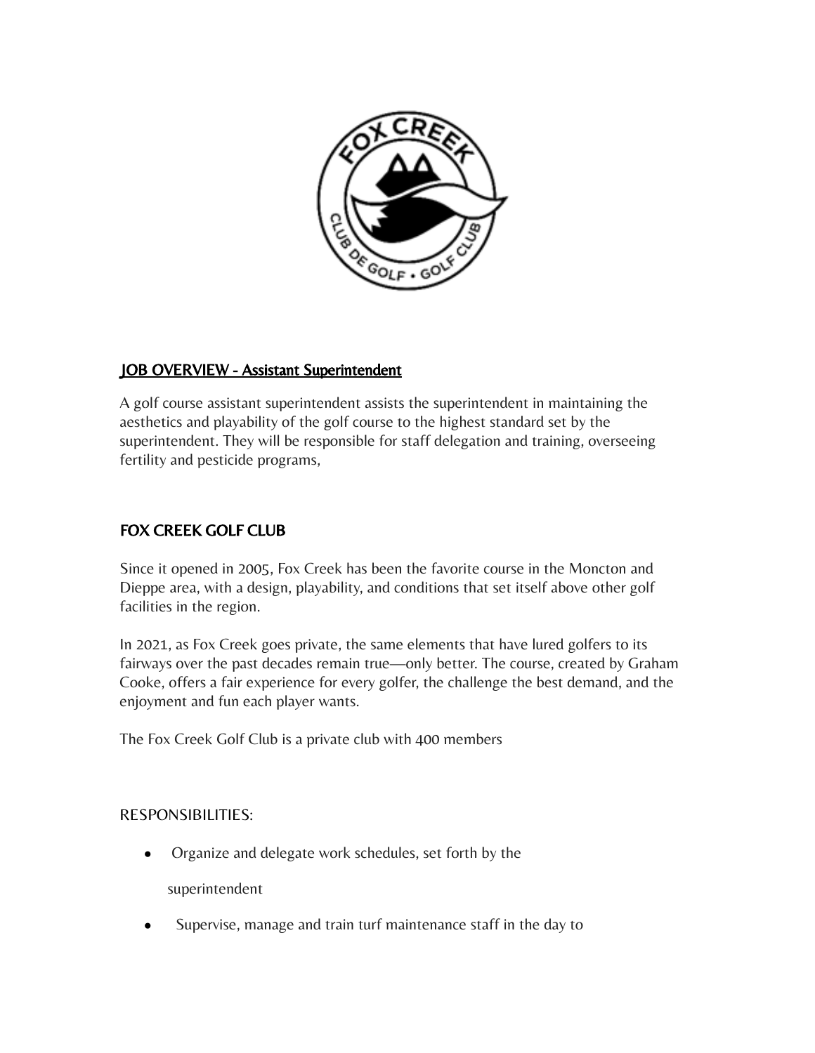## JOB OVERVIEW - Assistant Superintendent

A golf course assistant superintendent assists the superintendent in maintaining the aesthetics and playability of the golf course to the highest standard set by the superintendent. They will be responsible for staff delegation and training, overseeing fertility and pesticide programs,

## FOX CREEK GOLF CLUB

Since it opened in 2005, Fox Creek has been the favorite course in the Moncton and Dieppe area, with a design, playability, and conditions that set itself above other golf facilities in the region.

In 2021, as Fox Creek goes private, the same elements that have lured golfers to its fairways over the past decades remain true—only better. The course, created by Graham Cooke, offers a fair experience for every golfer, the challenge the best demand, and the enjoyment and fun each player wants.

The Fox Creek Golf Club is a private club with 400 members

RESPONSIBILITIES:

- Organize and delegate work schedules, set forth by the superintendent
- Supervise, manage and train turf maintenance staff in the day to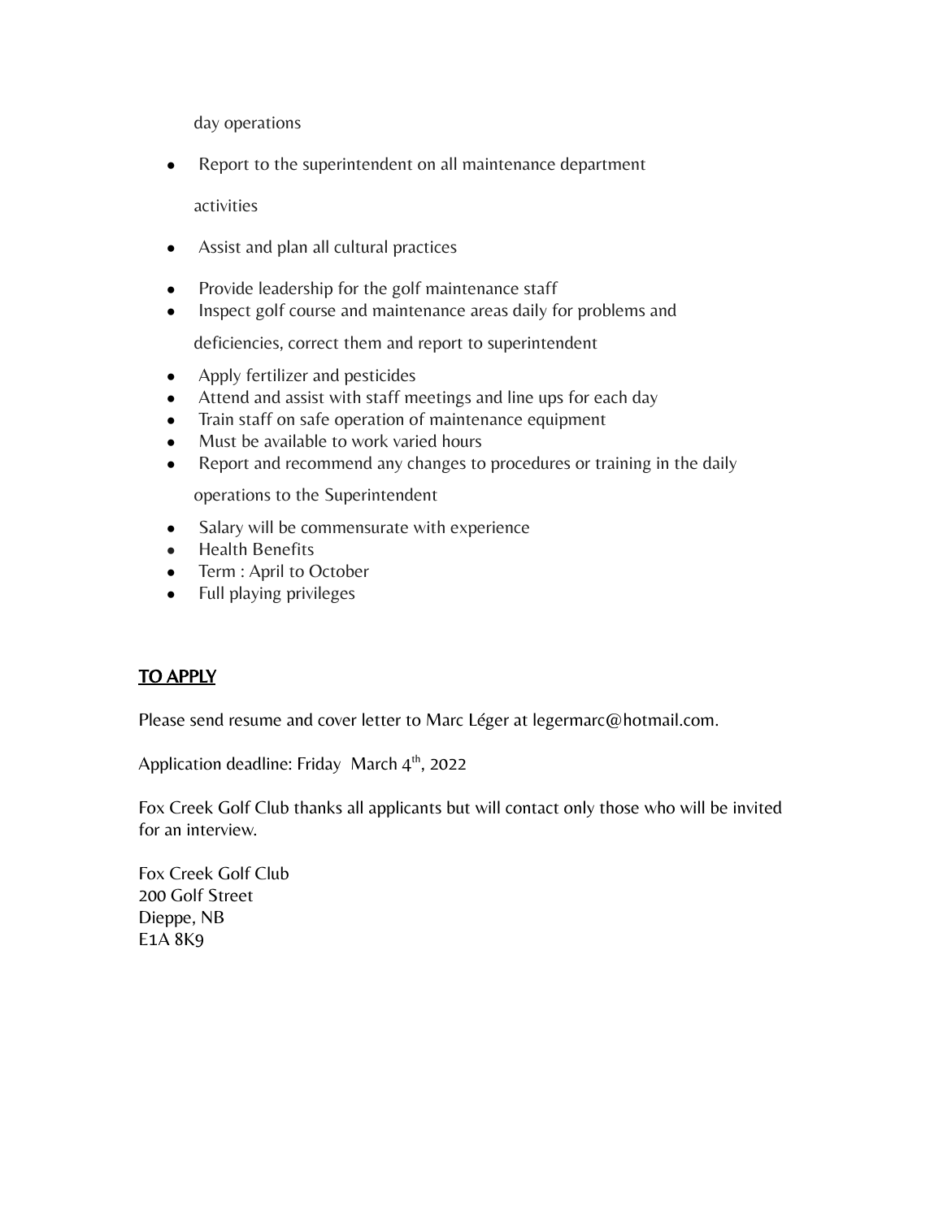day operations

- Report to the superintendent on all maintenance department activities
- Assist and plan all cultural practices
- Provide leadership for the golf maintenance staff
- Inspect golf course and maintenance areas daily for problems and deficiencies, correct them and report to superintendent
- Apply fertilizer and pesticides
- Attend and assist with staff meetings and line ups for each day
- Train staff on safe operation of maintenance equipment
- Must be available to work varied hours
- Report and recommend any changes to procedures or training in the daily operations to the Superintendent
- Salary will be commensurate with experience
- Health Benefits
- Term : April to October
- Full playing privileges

## TO APPLY

Please send resume and cover letter to Marc Léger at legermarc@hotmail.com.

Application deadline: Friday March 4th, 2022

Fox Creek Golf Club thanks all applicants but will contact only those who will be invited for an interview.

Fox Creek Golf Club
200 Golf Street
Dieppe, NB
E1A 8K9